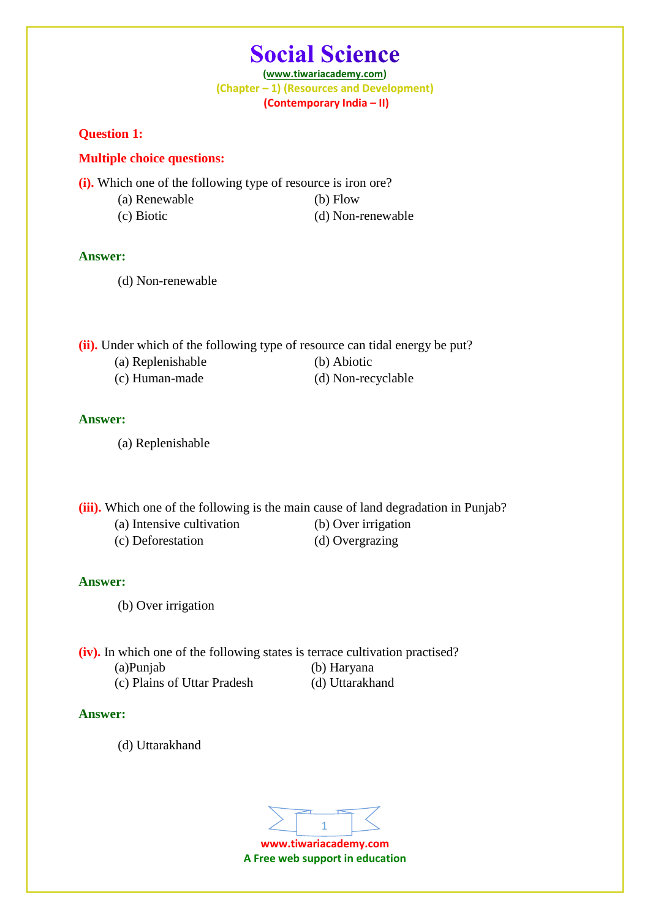# Social Science

(www.tiwariacademy.com)

(Chapter – 1) (Resources and Development)

(Contemporary India – II)

**Question 1:**

**Multiple choice questions:**

**(i).** Which one of the following type of resource is iron ore?

(a) Renewable  
(b) Flow  
(c) Biotic  
(d) Non-renewable

**Answer:**

(d) Non-renewable

**(ii).** Under which of the following type of resource can tidal energy be put?

(a) Replenishable  
(b) Abiotic  
(c) Human-made  
(d) Non-recyclable

**Answer:**

(a) Replenishable

**(iii).** Which one of the following is the main cause of land degradation in Punjab?

(a) Intensive cultivation  
(b) Over irrigation  
(c) Deforestation  
(d) Overgrazing

**Answer:**

(b) Over irrigation

**(iv).** In which one of the following states is terrace cultivation practised?

(a)Punjab  
(b) Haryana  
(c) Plains of Uttar Pradesh  
(d) Uttarakhand

**Answer:**

(d) Uttarakhand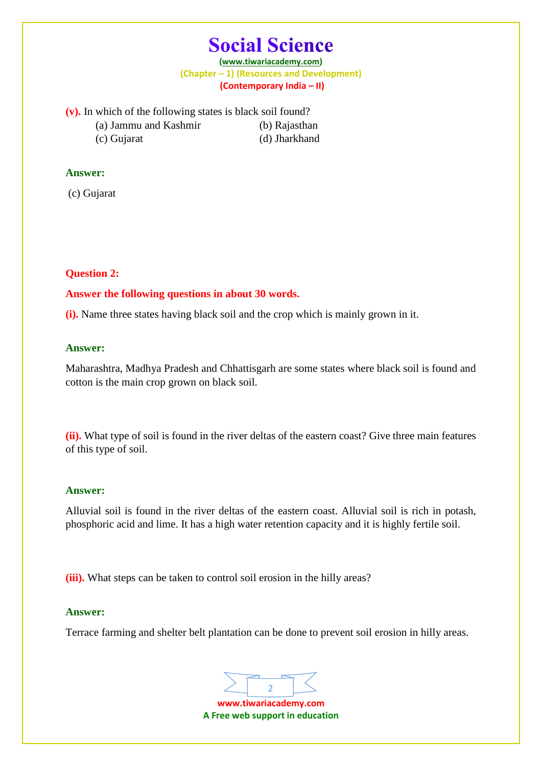**(v).** In which of the following states is black soil found?

(a) Jammu and Kashmir (b) Rajasthan
(c) Gujarat (d) Jharkhand

**Answer:**

(c) Gujarat

**Question 2:**

**Answer the following questions in about 30 words.**

**(i).** Name three states having black soil and the crop which is mainly grown in it.

**Answer:**

Maharashtra, Madhya Pradesh and Chhattisgarh are some states where black soil is found and cotton is the main crop grown on black soil.

**(ii).** What type of soil is found in the river deltas of the eastern coast? Give three main features of this type of soil.

**Answer:**

Alluvial soil is found in the river deltas of the eastern coast. Alluvial soil is rich in potash, phosphoric acid and lime. It has a high water retention capacity and it is highly fertile soil.

**(iii).** What steps can be taken to control soil erosion in the hilly areas?

**Answer:**

Terrace farming and shelter belt plantation can be done to prevent soil erosion in hilly areas.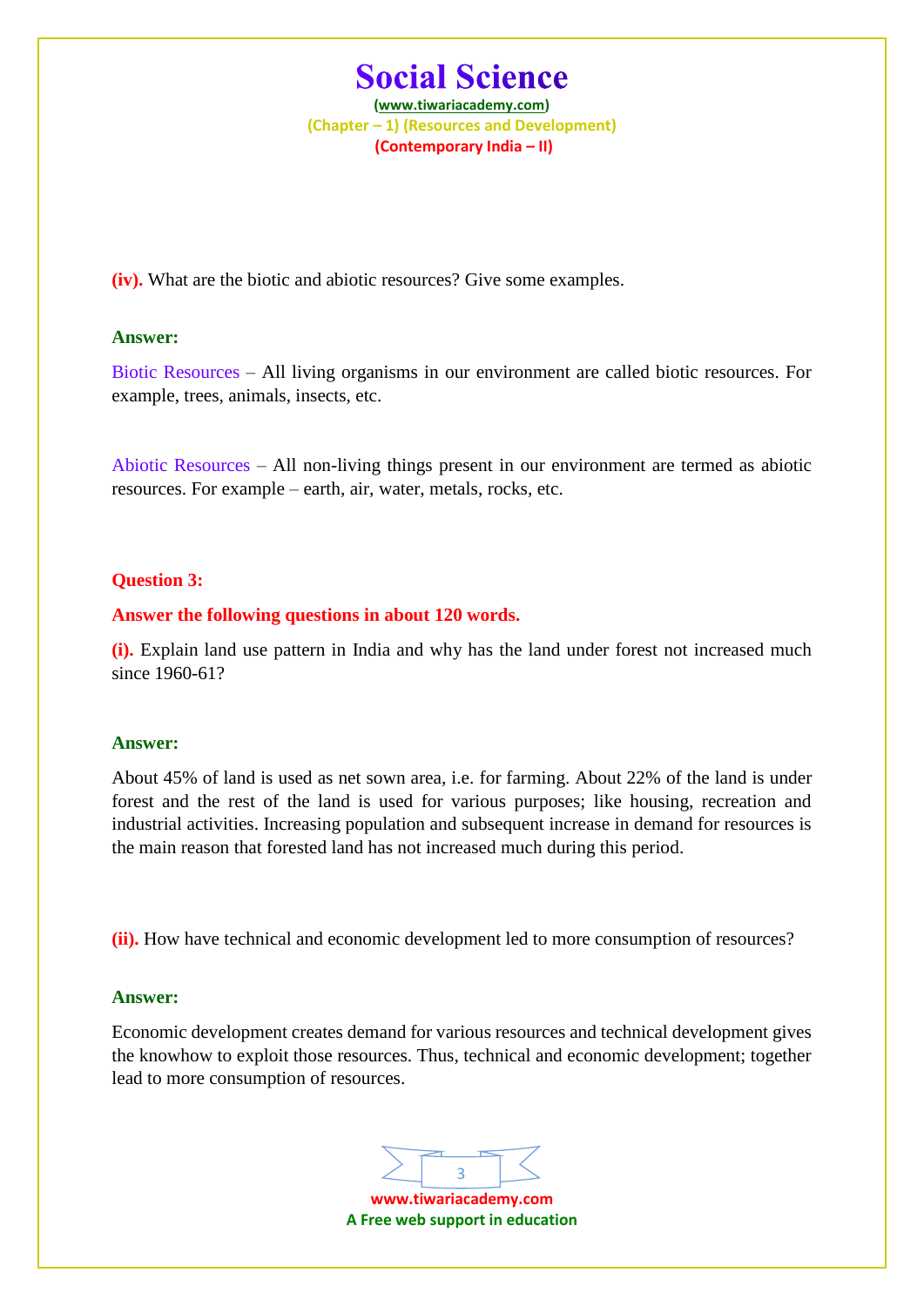**(iv).** What are the biotic and abiotic resources? Give some examples.

**Answer:**

Biotic Resources – All living organisms in our environment are called biotic resources. For example, trees, animals, insects, etc.

Abiotic Resources – All non-living things present in our environment are termed as abiotic resources. For example – earth, air, water, metals, rocks, etc.

**Question 3:**

**Answer the following questions in about 120 words.**

**(i).** Explain land use pattern in India and why has the land under forest not increased much since 1960-61?

**Answer:**

About 45% of land is used as net sown area, i.e. for farming. About 22% of the land is under forest and the rest of the land is used for various purposes; like housing, recreation and industrial activities. Increasing population and subsequent increase in demand for resources is the main reason that forested land has not increased much during this period.

**(ii).** How have technical and economic development led to more consumption of resources?

**Answer:**

Economic development creates demand for various resources and technical development gives the knowhow to exploit those resources. Thus, technical and economic development; together lead to more consumption of resources.